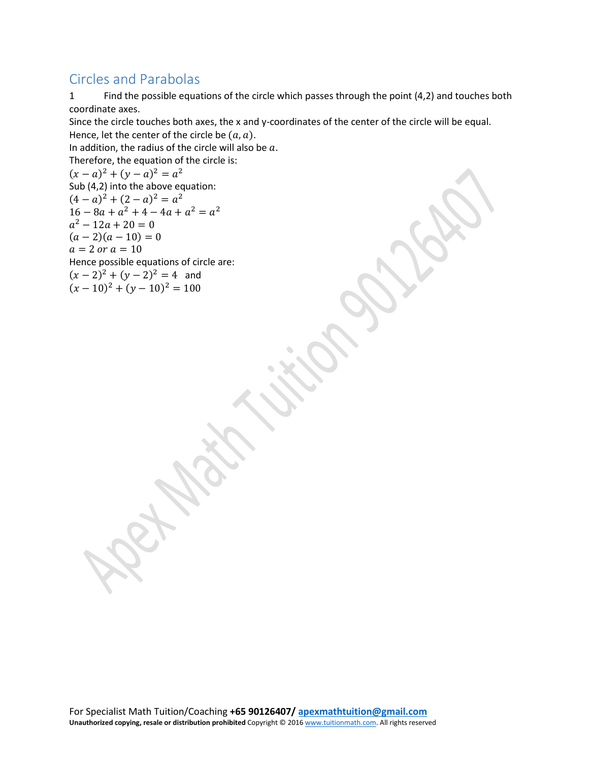## Circles and Parabolas

1 Find the possible equations of the circle which passes through the point (4,2) and touches both coordinate axes.

Since the circle touches both axes, the x and y-coordinates of the center of the circle will be equal.
Hence, let the center of the circle be $(a, a)$.
In addition, the radius of the circle will also be $a$.
Therefore, the equation of the circle is:
$(x - a)^2 + (y - a)^2 = a^2$
Sub (4,2) into the above equation:
$(4 - a)^2 + (2 - a)^2 = a^2$
$16 - 8a + a^2 + 4 - 4a + a^2 = a^2$
$a^2 - 12a + 20 = 0$
$(a - 2)(a - 10) = 0$
$a = 2 \text{ or } a = 10$
Hence possible equations of circle are:
$(x - 2)^2 + (y - 2)^2 = 4$ and
$(x - 10)^2 + (y - 10)^2 = 100$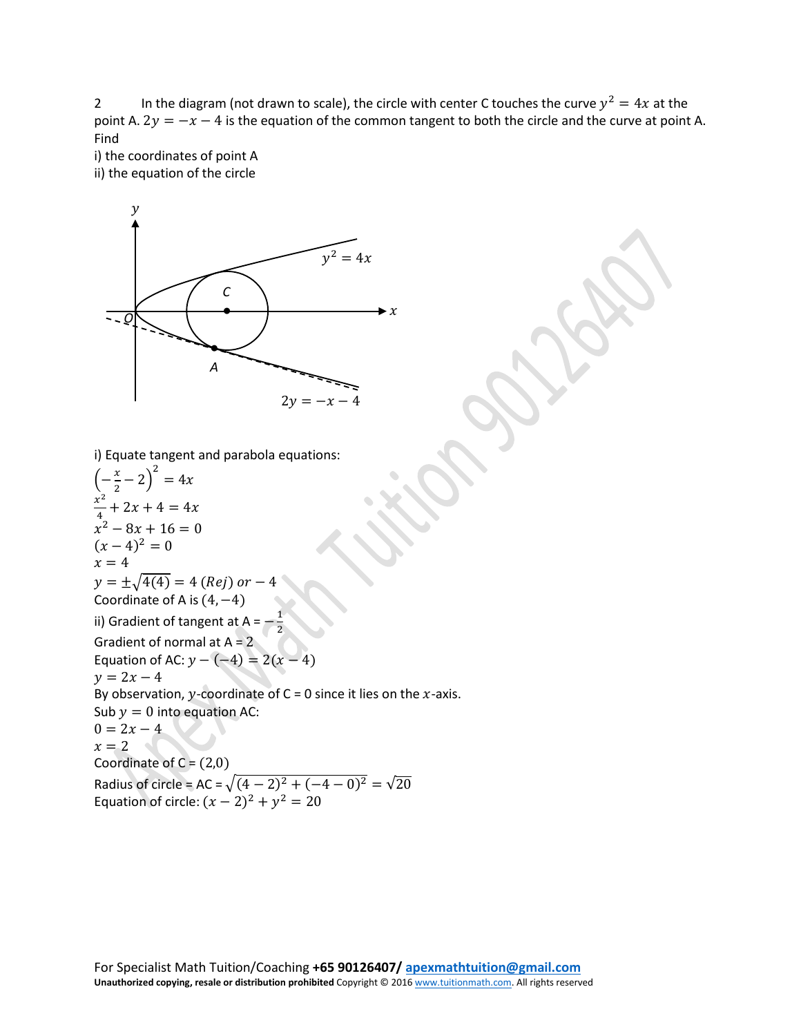2 In the diagram (not drawn to scale), the circle with center C touches the curve $y^2 = 4x$ at the point A. $2y = -x - 4$ is the equation of the common tangent to both the circle and the curve at point A. Find

i) the coordinates of point A

ii) the equation of the circle

i) Equate tangent and parabola equations:

$\left(-\frac{x}{2} - 2\right)^2 = 4x$

$\frac{x^2}{4} + 2x + 4 = 4x$

$x^2 - 8x + 16 = 0$

$(x-4)^2 = 0$

$x = 4$

$y = \pm\sqrt{4(4)} = 4\ (Rej)\ or\ -4$

Coordinate of A is $(4, -4)$

ii) Gradient of tangent at A = $-\frac{1}{2}$

Gradient of normal at A = 2

Equation of AC: $y - (-4) = 2(x - 4)$

$y = 2x - 4$

By observation, $y$-coordinate of C = 0 since it lies on the $x$-axis.

Sub $y = 0$ into equation AC:

$0 = 2x - 4$

$x = 2$

Coordinate of C = $(2,0)$

Radius of circle = AC = $\sqrt{(4-2)^2 + (-4-0)^2} = \sqrt{20}$

Equation of circle: $(x-2)^2 + y^2 = 20$

For Specialist Math Tuition/Coaching **+65 90126407/** apexmathtuition@gmail.com

**Unauthorized copying, resale or distribution prohibited** Copyright © 2016 www.tuitionmath.com. All rights reserved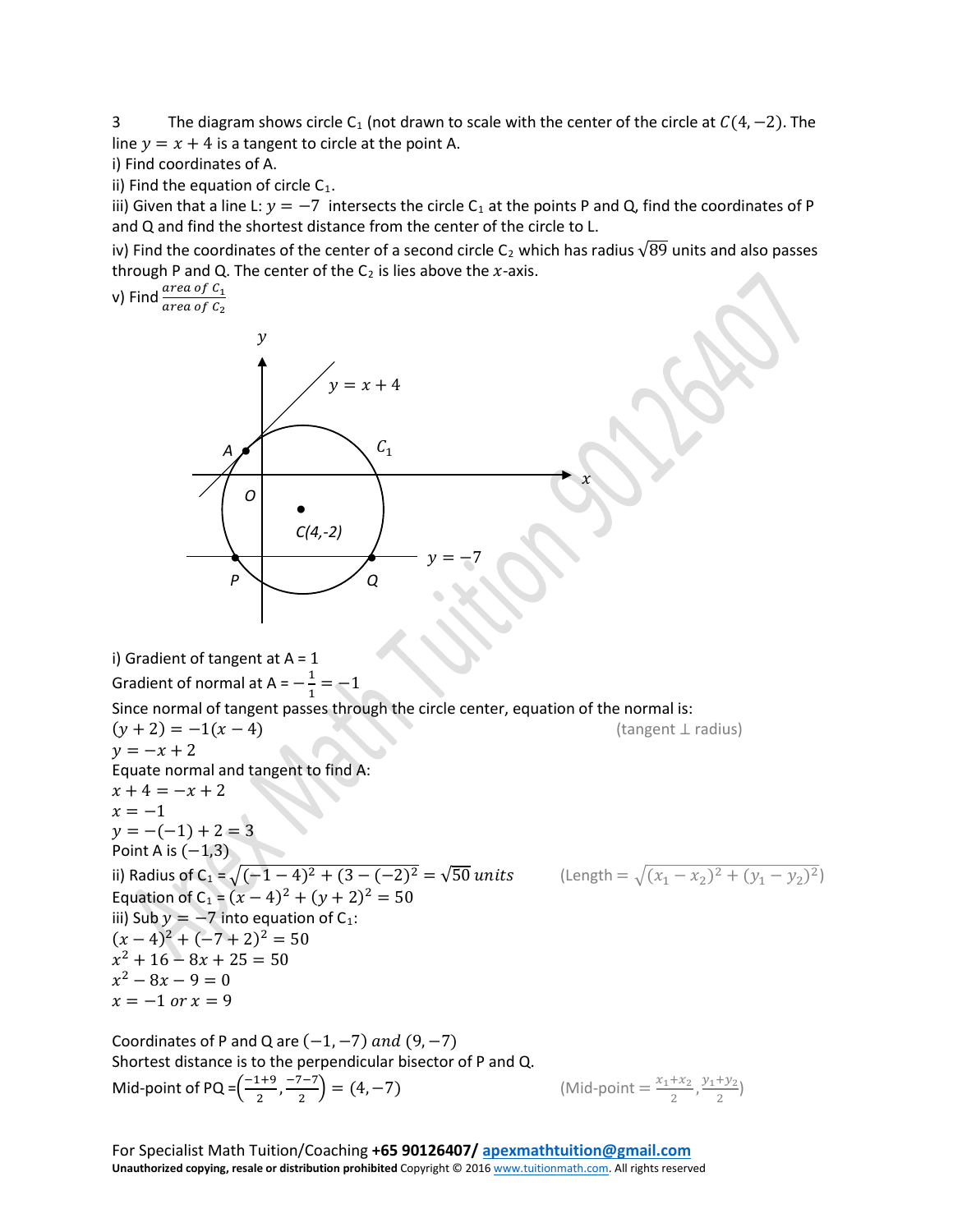3 The diagram shows circle $C_1$ (not drawn to scale with the center of the circle at $C(4,-2)$. The line $y = x + 4$ is a tangent to circle at the point A.

i) Find coordinates of A.

ii) Find the equation of circle $C_1$.

iii) Given that a line L: $y = -7$ intersects the circle $C_1$ at the points P and Q, find the coordinates of P and Q and find the shortest distance from the center of the circle to L.

iv) Find the coordinates of the center of a second circle $C_2$ which has radius $\sqrt{89}$ units and also passes through P and Q. The center of the $C_2$ is lies above the $x$-axis.

v) Find $\frac{area\ of\ C_1}{area\ of\ C_2}$

i) Gradient of tangent at A = 1

Gradient of normal at A = $-\frac{1}{1} = -1$

Since normal of tangent passes through the circle center, equation of the normal is:

$(y+2) = -1(x-4)$ (tangent ⊥ radius)

$y = -x + 2$

Equate normal and tangent to find A:

$x + 4 = -x + 2$

$x = -1$

$y = -(-1) + 2 = 3$

Point A is $(-1,3)$

ii) Radius of $C_1$ = $\sqrt{(-1-4)^2 + (3-(-2))^2} = \sqrt{50}\ units$ (Length $= \sqrt{(x_1-x_2)^2 + (y_1-y_2)^2}$)

Equation of $C_1$ = $(x-4)^2 + (y+2)^2 = 50$

iii) Sub $y = -7$ into equation of $C_1$:

$(x-4)^2 + (-7+2)^2 = 50$

$x^2 + 16 - 8x + 25 = 50$

$x^2 - 8x - 9 = 0$

$x = -1\ or\ x = 9$

Coordinates of P and Q are $(-1,-7)\ and\ (9,-7)$

Shortest distance is to the perpendicular bisector of P and Q.

Mid-point of PQ $= \left(\frac{-1+9}{2}, \frac{-7-7}{2}\right) = (4,-7)$ (Mid-point $= \frac{x_1+x_2}{2}, \frac{y_1+y_2}{2}$)

For Specialist Math Tuition/Coaching **+65 90126407/ apexmathtuition@gmail.com**

**Unauthorized copying, resale or distribution prohibited** Copyright © 2016 www.tuitionmath.com. All rights reserved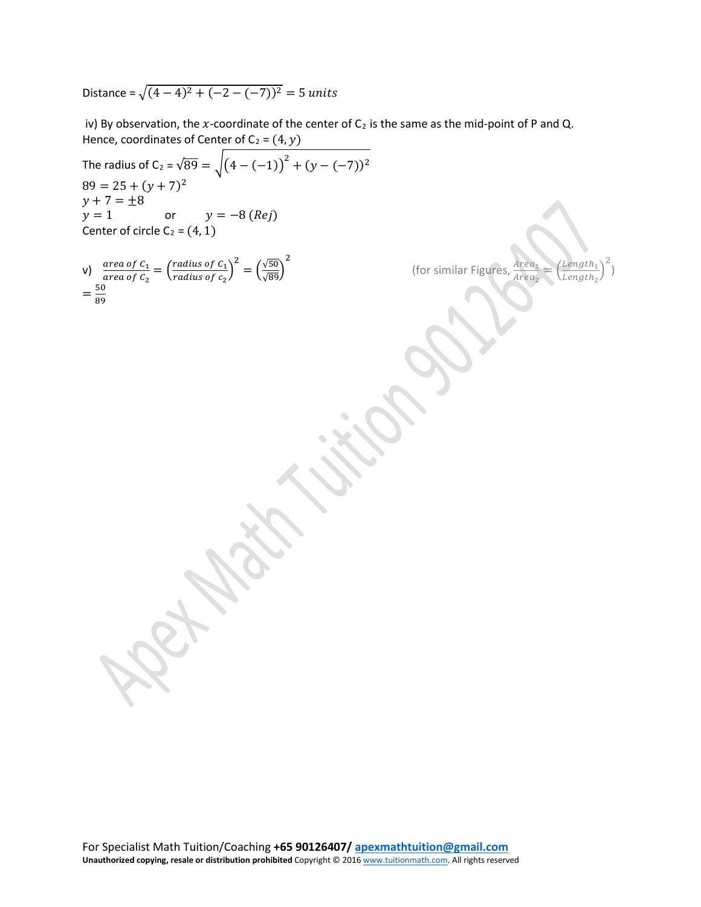Distance = $\sqrt{(4-4)^2 + (-2-(-7))^2} = 5\ units$

iv) By observation, the $x$-coordinate of the center of $C_2$ is the same as the mid-point of P and Q. Hence, coordinates of Center of $C_2 = (4, y)$

The radius of $C_2 = \sqrt{89} = \sqrt{(4-(-1))^2 + (y-(-7))^2}$

$89 = 25 + (y+7)^2$

$y + 7 = \pm 8$

$y = 1$ or $y = -8\ (Rej)$

Center of circle $C_2 = (4, 1)$

v) $\frac{area\ of\ C_1}{area\ of\ C_2} = \left(\frac{radius\ of\ C_1}{radius\ of\ c_2}\right)^2 = \left(\frac{\sqrt{50}}{\sqrt{89}}\right)^2$

(for similar Figures, $\frac{Area_1}{Area_2} = \left(\frac{Length_1}{Length_2}\right)^2$)

$= \frac{50}{89}$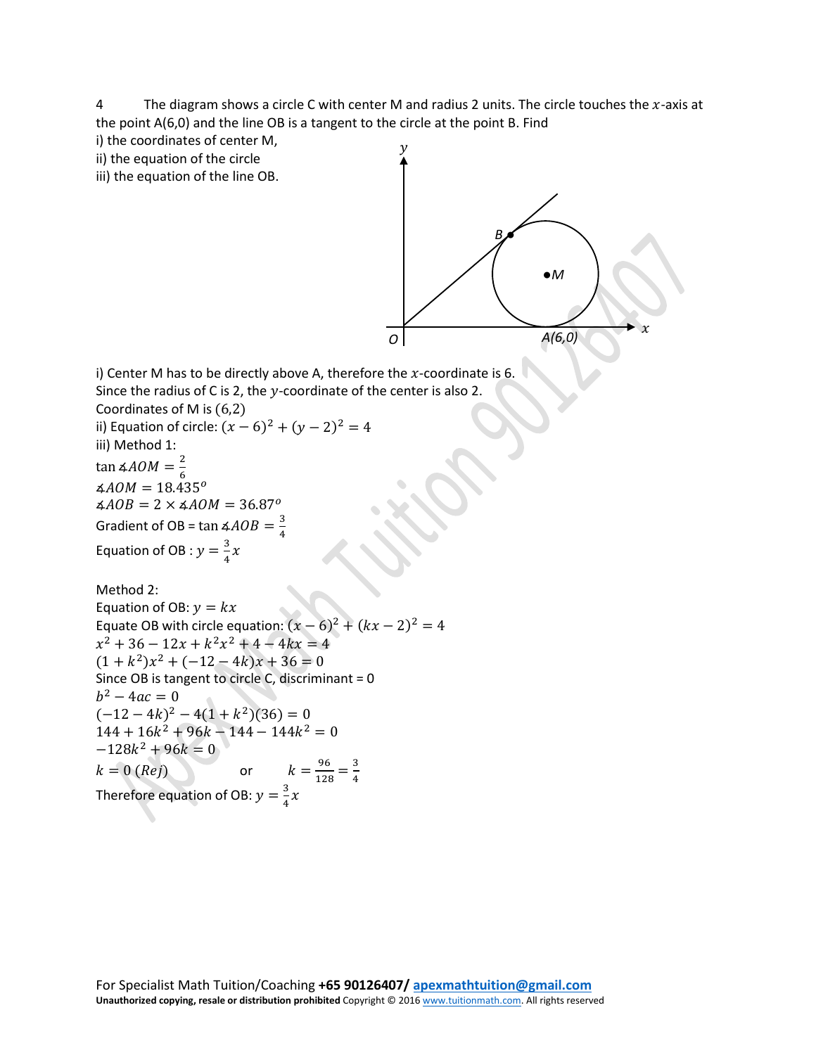4 The diagram shows a circle C with center M and radius 2 units. The circle touches the $x$-axis at the point A(6,0) and the line OB is a tangent to the circle at the point B. Find

i) the coordinates of center M,
ii) the equation of the circle
iii) the equation of the line OB.

i) Center M has to be directly above A, therefore the $x$-coordinate is 6.
Since the radius of C is 2, the $y$-coordinate of the center is also 2.
Coordinates of M is (6,2)

ii) Equation of circle: $(x-6)^2 + (y-2)^2 = 4$

iii) Method 1:

$\tan \measuredangle AOM = \frac{2}{6}$

$\measuredangle AOM = 18.435^o$

$\measuredangle AOB = 2 \times \measuredangle AOM = 36.87^o$

Gradient of OB = $\tan \measuredangle AOB = \frac{3}{4}$

Equation of OB : $y = \frac{3}{4}x$

Method 2:

Equation of OB: $y = kx$

Equate OB with circle equation: $(x-6)^2 + (kx-2)^2 = 4$

$x^2 + 36 - 12x + k^2x^2 + 4 - 4kx = 4$

$(1+k^2)x^2 + (-12-4k)x + 36 = 0$

Since OB is tangent to circle C, discriminant = 0

$b^2 - 4ac = 0$

$(-12-4k)^2 - 4(1+k^2)(36) = 0$

$144 + 16k^2 + 96k - 144 - 144k^2 = 0$

$-128k^2 + 96k = 0$

$k = 0\ (Rej)$ or $k = \frac{96}{128} = \frac{3}{4}$

Therefore equation of OB: $y = \frac{3}{4}x$

For Specialist Math Tuition/Coaching **+65 90126407/** apexmathtuition@gmail.com

**Unauthorized copying, resale or distribution prohibited** Copyright © 2016 www.tuitionmath.com. All rights reserved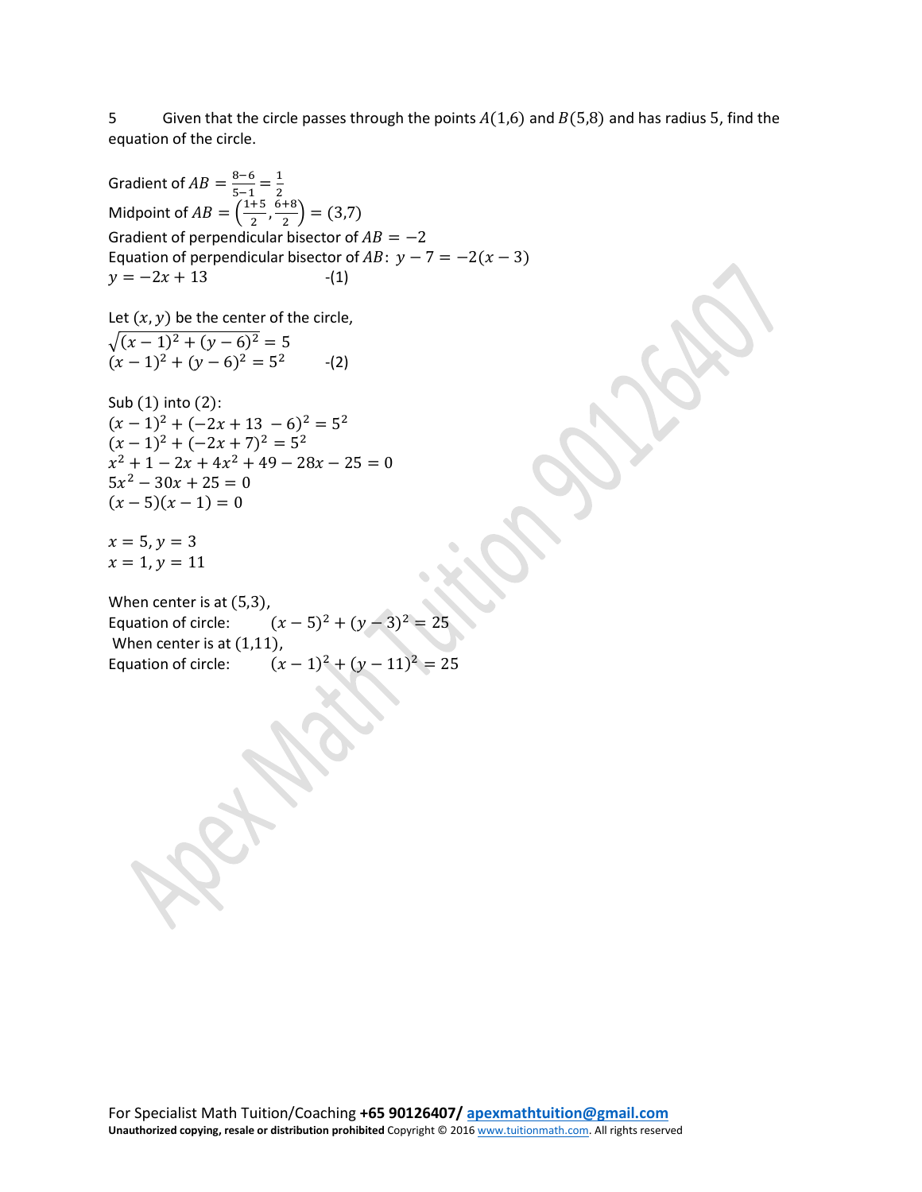5 Given that the circle passes through the points $A(1,6)$ and $B(5,8)$ and has radius 5, find the equation of the circle.

Gradient of $AB = \frac{8-6}{5-1} = \frac{1}{2}$

Midpoint of $AB = \left(\frac{1+5}{2}, \frac{6+8}{2}\right) = (3,7)$

Gradient of perpendicular bisector of $AB = -2$

Equation of perpendicular bisector of $AB$: $y - 7 = -2(x-3)$

$y = -2x + 13$ -(1)

Let $(x, y)$ be the center of the circle,

$\sqrt{(x-1)^2 + (y-6)^2} = 5$

$(x-1)^2 + (y-6)^2 = 5^2$ -(2)

Sub (1) into (2):

$(x-1)^2 + (-2x + 13 - 6)^2 = 5^2$

$(x-1)^2 + (-2x+7)^2 = 5^2$

$x^2 + 1 - 2x + 4x^2 + 49 - 28x - 25 = 0$

$5x^2 - 30x + 25 = 0$

$(x-5)(x-1) = 0$

$x = 5, y = 3$

$x = 1, y = 11$

When center is at $(5,3)$,

Equation of circle: $(x-5)^2 + (y-3)^2 = 25$

When center is at $(1,11)$,

Equation of circle: $(x-1)^2 + (y-11)^2 = 25$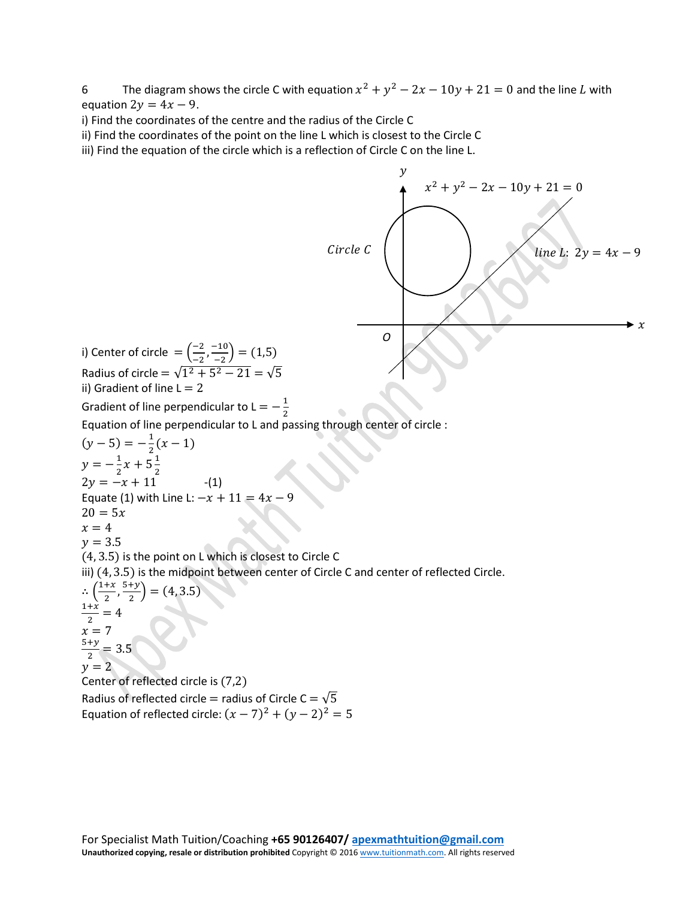6 The diagram shows the circle C with equation $x^2 + y^2 - 2x - 10y + 21 = 0$ and the line $L$ with equation $2y = 4x - 9$.

i) Find the coordinates of the centre and the radius of the Circle C

ii) Find the coordinates of the point on the line L which is closest to the Circle C

iii) Find the equation of the circle which is a reflection of Circle C on the line L.

i) Center of circle $= \left(\frac{-2}{-2}, \frac{-10}{-2}\right) = (1,5)$

Radius of circle $= \sqrt{1^2 + 5^2 - 21} = \sqrt{5}$

ii) Gradient of line L $= 2$

Gradient of line perpendicular to L $= -\frac{1}{2}$

Equation of line perpendicular to L and passing through center of circle :

$(y - 5) = -\frac{1}{2}(x - 1)$

$y = -\frac{1}{2}x + 5\frac{1}{2}$

$2y = -x + 11$ -(1)

Equate (1) with Line L: $-x + 11 = 4x - 9$

$20 = 5x$

$x = 4$

$y = 3.5$

$(4, 3.5)$ is the point on L which is closest to Circle C

iii) $(4, 3.5)$ is the midpoint between center of Circle C and center of reflected Circle.

$\therefore \left(\frac{1+x}{2}, \frac{5+y}{2}\right) = (4, 3.5)$

$\frac{1+x}{2} = 4$

$x = 7$

$\frac{5+y}{2} = 3.5$

$y = 2$

Center of reflected circle is $(7,2)$

Radius of reflected circle = radius of Circle C $= \sqrt{5}$

Equation of reflected circle: $(x - 7)^2 + (y - 2)^2 = 5$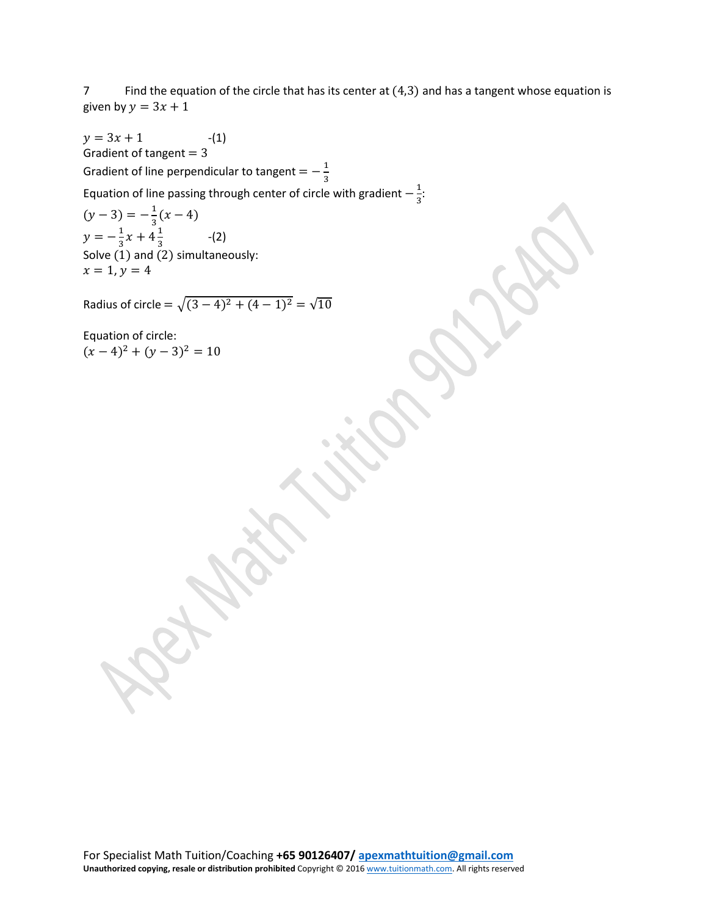7 Find the equation of the circle that has its center at $(4,3)$ and has a tangent whose equation is given by $y = 3x + 1$

$y = 3x + 1$ -(1)
Gradient of tangent $= 3$
Gradient of line perpendicular to tangent $= -\frac{1}{3}$
Equation of line passing through center of circle with gradient $-\frac{1}{3}$:
$(y - 3) = -\frac{1}{3}(x - 4)$
$y = -\frac{1}{3}x + 4\frac{1}{3}$ -(2)
Solve (1) and (2) simultaneously:
$x = 1, y = 4$

Radius of circle $= \sqrt{(3-4)^2 + (4-1)^2} = \sqrt{10}$

Equation of circle:
$(x - 4)^2 + (y - 3)^2 = 10$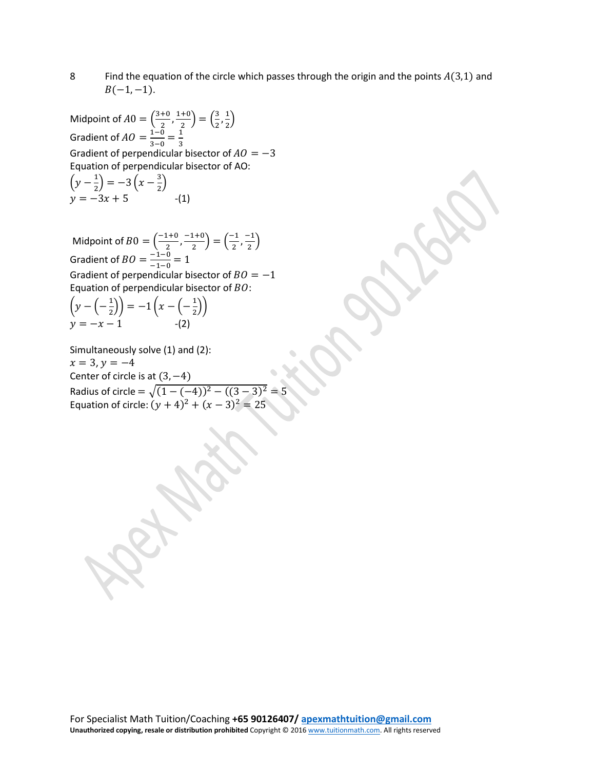8 Find the equation of the circle which passes through the origin and the points $A(3,1)$ and $B(-1,-1)$.

Midpoint of $AO = \left(\frac{3+0}{2}, \frac{1+0}{2}\right) = \left(\frac{3}{2}, \frac{1}{2}\right)$

Gradient of $AO = \frac{1-0}{3-0} = \frac{1}{3}$

Gradient of perpendicular bisector of $AO = -3$

Equation of perpendicular bisector of AO:

$\left(y - \frac{1}{2}\right) = -3\left(x - \frac{3}{2}\right)$

$y = -3x + 5$ -(1)

Midpoint of $BO = \left(\frac{-1+0}{2}, \frac{-1+0}{2}\right) = \left(\frac{-1}{2}, \frac{-1}{2}\right)$

Gradient of $BO = \frac{-1-0}{-1-0} = 1$

Gradient of perpendicular bisector of $BO = -1$

Equation of perpendicular bisector of $BO$:

$\left(y - \left(-\frac{1}{2}\right)\right) = -1\left(x - \left(-\frac{1}{2}\right)\right)$

$y = -x - 1$ -(2)

Simultaneously solve (1) and (2):

$x = 3, y = -4$

Center of circle is at $(3, -4)$

Radius of circle $= \sqrt{(1-(-4))^2 - ((3-3)^2} = 5$

Equation of circle: $(y+4)^2 + (x-3)^2 = 25$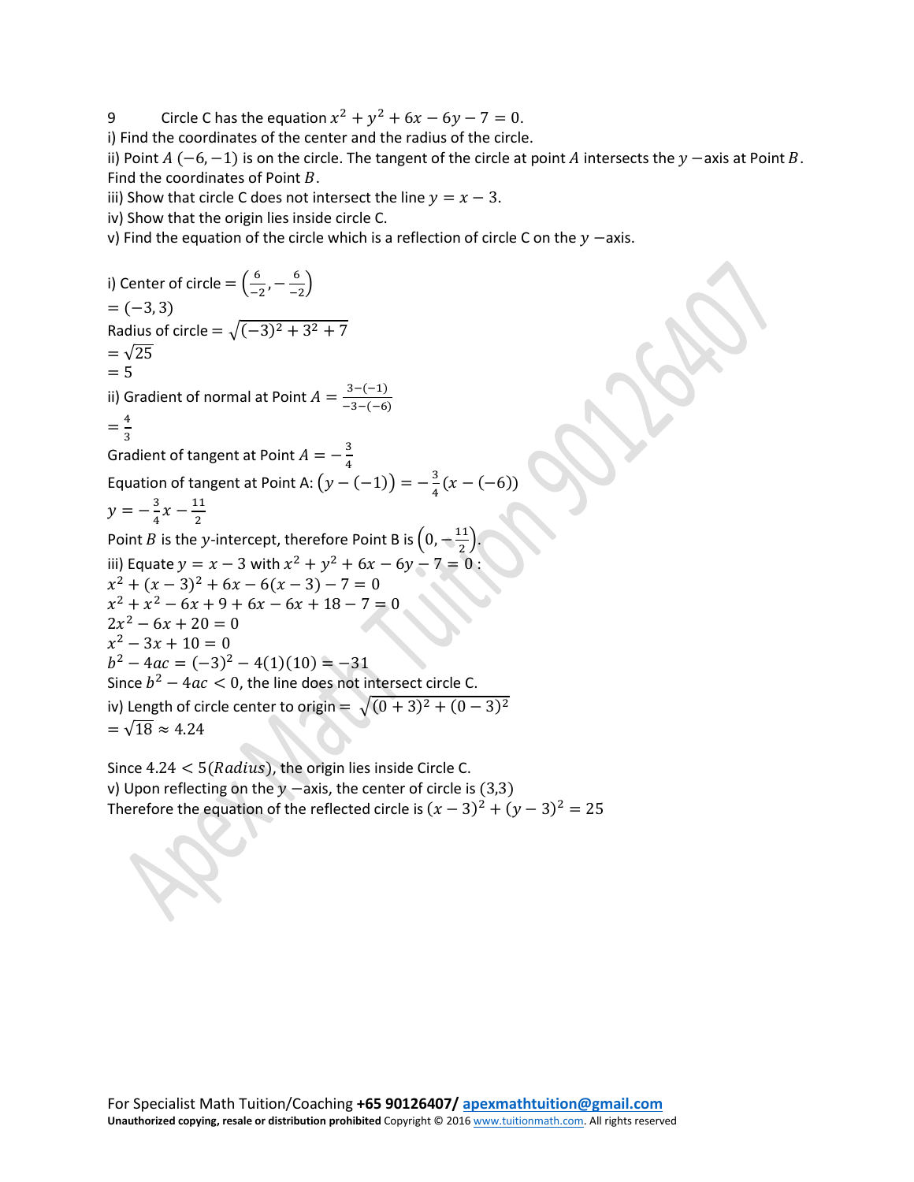9 Circle C has the equation $x^2 + y^2 + 6x - 6y - 7 = 0$.

i) Find the coordinates of the center and the radius of the circle.

ii) Point $A\ (-6, -1)$ is on the circle. The tangent of the circle at point $A$ intersects the $y$ −axis at Point $B$. Find the coordinates of Point $B$.

iii) Show that circle C does not intersect the line $y = x - 3$.

iv) Show that the origin lies inside circle C.

v) Find the equation of the circle which is a reflection of circle C on the $y$ −axis.

i) Center of circle $= \left(\frac{6}{-2}, -\frac{6}{-2}\right)$

$= (-3, 3)$

Radius of circle $= \sqrt{(-3)^2 + 3^2 + 7}$

$= \sqrt{25}$

$= 5$

ii) Gradient of normal at Point $A = \frac{3-(-1)}{-3-(-6)}$

$= \frac{4}{3}$

Gradient of tangent at Point $A = -\frac{3}{4}$

Equation of tangent at Point A: $\left(y - (-1)\right) = -\frac{3}{4}\left(x - (-6)\right)$

$y = -\frac{3}{4}x - \frac{11}{2}$

Point $B$ is the $y$-intercept, therefore Point B is $\left(0, -\frac{11}{2}\right)$.

iii) Equate $y = x - 3$ with $x^2 + y^2 + 6x - 6y - 7 = 0$:

$x^2 + (x - 3)^2 + 6x - 6(x - 3) - 7 = 0$

$x^2 + x^2 - 6x + 9 + 6x - 6x + 18 - 7 = 0$

$2x^2 - 6x + 20 = 0$

$x^2 - 3x + 10 = 0$

$b^2 - 4ac = (-3)^2 - 4(1)(10) = -31$

Since $b^2 - 4ac < 0$, the line does not intersect circle C.

iv) Length of circle center to origin $= \sqrt{(0 + 3)^2 + (0 - 3)^2}$

$= \sqrt{18} \approx 4.24$

Since $4.24 < 5(Radius)$, the origin lies inside Circle C.

v) Upon reflecting on the $y$ −axis, the center of circle is (3,3)

Therefore the equation of the reflected circle is $(x - 3)^2 + (y - 3)^2 = 25$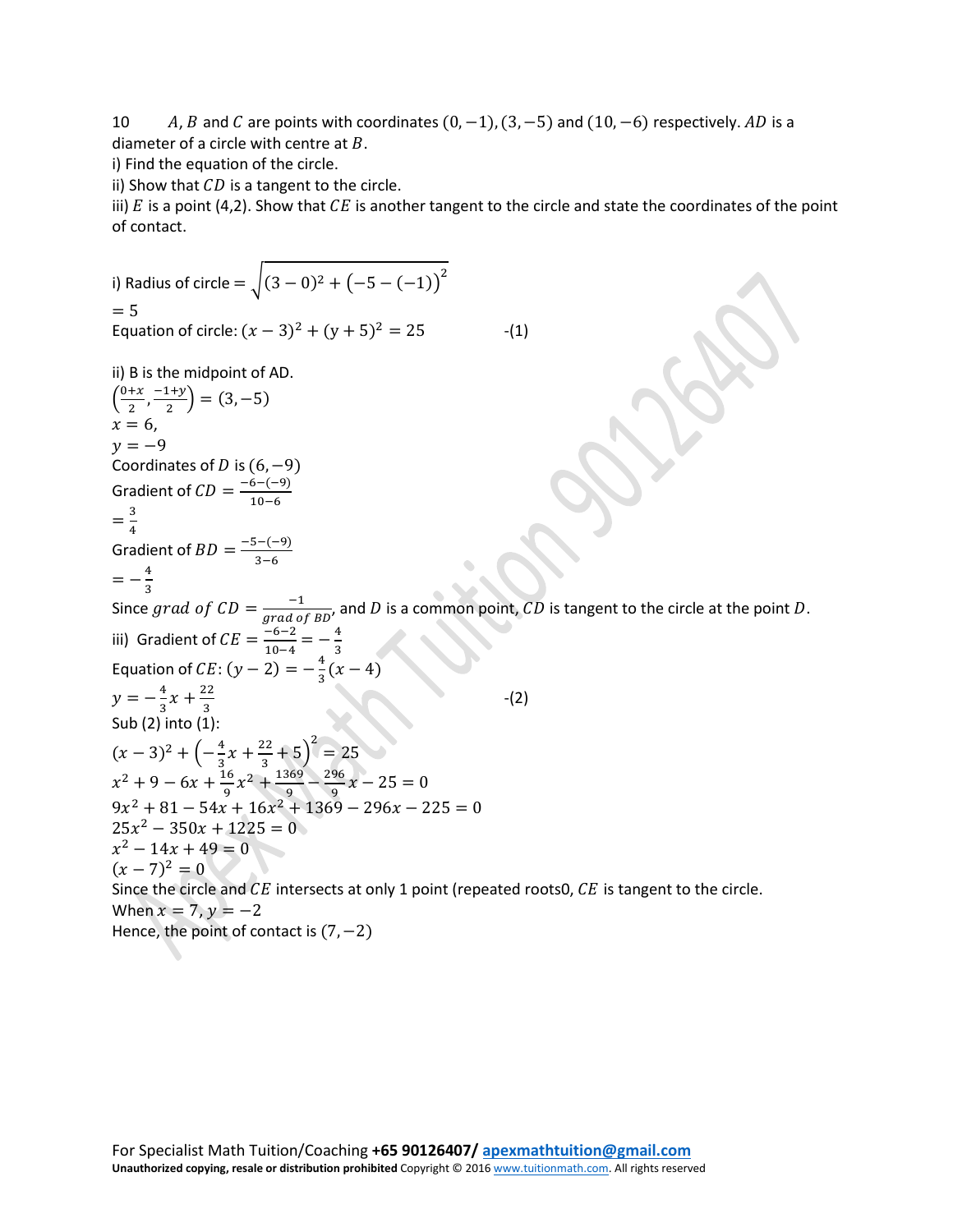10 $A$, $B$ and $C$ are points with coordinates $(0, -1), (3, -5)$ and $(10, -6)$ respectively. $AD$ is a diameter of a circle with centre at $B$.

i) Find the equation of the circle.

ii) Show that $CD$ is a tangent to the circle.

iii) $E$ is a point (4,2). Show that $CE$ is another tangent to the circle and state the coordinates of the point of contact.

i) Radius of circle $= \sqrt{(3-0)^2 + \left(-5-(-1)\right)^2}$

$= 5$

Equation of circle: $(x-3)^2 + (y+5)^2 = 25$ -(1)

ii) B is the midpoint of AD.

$\left(\frac{0+x}{2}, \frac{-1+y}{2}\right) = (3, -5)$

$x = 6,$

$y = -9$

Coordinates of $D$ is $(6, -9)$

Gradient of $CD = \frac{-6-(-9)}{10-6}$

$= \frac{3}{4}$

Gradient of $BD = \frac{-5-(-9)}{3-6}$

$= -\frac{4}{3}$

Since $grad\ of\ CD = \frac{-1}{grad\ of\ BD}$, and $D$ is a common point, $CD$ is tangent to the circle at the point $D$.

iii) Gradient of $CE = \frac{-6-2}{10-4} = -\frac{4}{3}$

Equation of $CE$: $(y-2) = -\frac{4}{3}(x-4)$

$y = -\frac{4}{3}x + \frac{22}{3}$ -(2)

Sub (2) into (1):

$(x-3)^2 + \left(-\frac{4}{3}x + \frac{22}{3} + 5\right)^2 = 25$

$x^2 + 9 - 6x + \frac{16}{9}x^2 + \frac{1369}{9} - \frac{296}{9}x - 25 = 0$

$9x^2 + 81 - 54x + 16x^2 + 1369 - 296x - 225 = 0$

$25x^2 - 350x + 1225 = 0$

$x^2 - 14x + 49 = 0$

$(x-7)^2 = 0$

Since the circle and $CE$ intersects at only 1 point (repeated roots0, $CE$ is tangent to the circle.

When $x = 7, y = -2$

Hence, the point of contact is $(7, -2)$

For Specialist Math Tuition/Coaching **+65 90126407/ apexmathtuition@gmail.com**

**Unauthorized copying, resale or distribution prohibited** Copyright © 2016 www.tuitionmath.com. All rights reserved